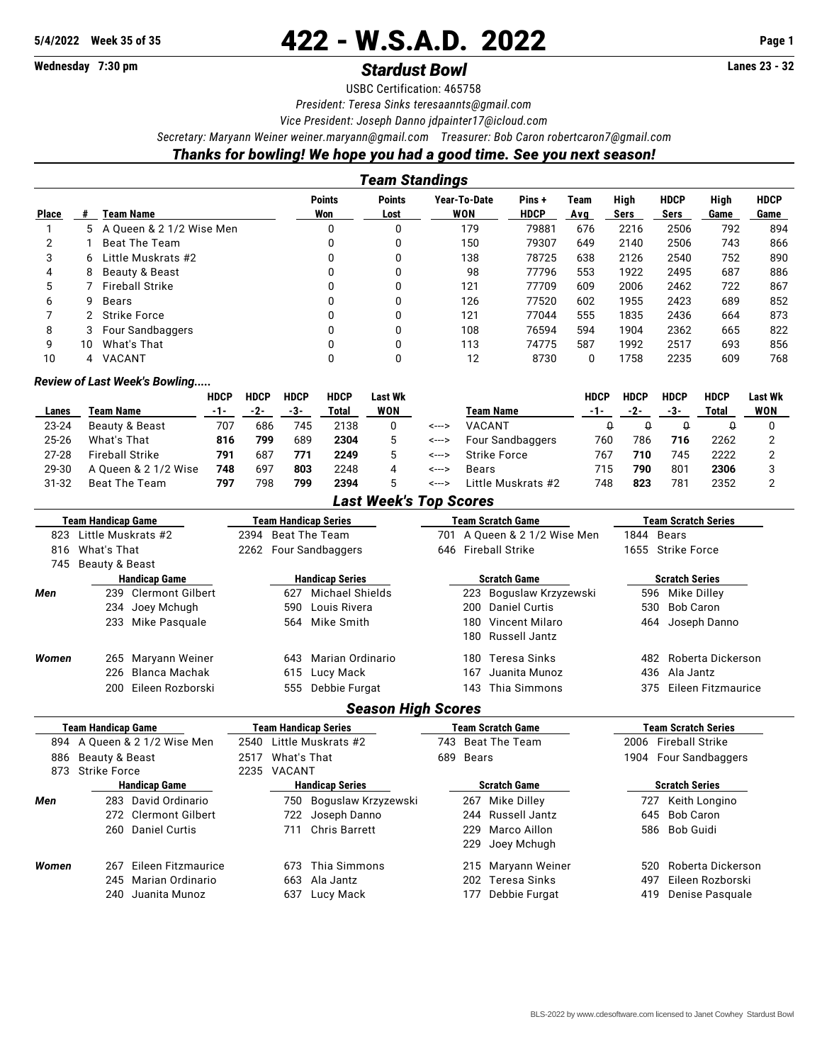**5/4/2022 Week 35 of 35**

# 422 - W.S.A.D. 2022

**Wednesday 7:30 pm**

## *Stardust Bowl*

**Lanes 23 - 32**

USBC Certification: 465758

*President: Teresa Sinks teresaannts@gmail.com*

*Vice President: Joseph Danno jdpainter17@icloud.com*

*Secretary: Maryann Weiner weiner.maryann@gmail.com Treasurer: Bob Caron robertcaron7@gmail.com*

***Thanks for bowling! We hope you had a good time. See you next season!***

## *Team Standings*

| Place | # | Team Name | Points Won | Points Lost | Year-To-Date WON | Pins + HDCP | Team Avg | High Sers | HDCP Sers | High Game | HDCP Game |
|---|---|---|---|---|---|---|---|---|---|---|---|
| 1 | 5 | A Queen & 2 1/2 Wise Men | 0 | 0 | 179 | 79881 | 676 | 2216 | 2506 | 792 | 894 |
| 2 | 1 | Beat The Team | 0 | 0 | 150 | 79307 | 649 | 2140 | 2506 | 743 | 866 |
| 3 | 6 | Little Muskrats #2 | 0 | 0 | 138 | 78725 | 638 | 2126 | 2540 | 752 | 890 |
| 4 | 8 | Beauty & Beast | 0 | 0 | 98 | 77796 | 553 | 1922 | 2495 | 687 | 886 |
| 5 | 7 | Fireball Strike | 0 | 0 | 121 | 77709 | 609 | 2006 | 2462 | 722 | 867 |
| 6 | 9 | Bears | 0 | 0 | 126 | 77520 | 602 | 1955 | 2423 | 689 | 852 |
| 7 | 2 | Strike Force | 0 | 0 | 121 | 77044 | 555 | 1835 | 2436 | 664 | 873 |
| 8 | 3 | Four Sandbaggers | 0 | 0 | 108 | 76594 | 594 | 1904 | 2362 | 665 | 822 |
| 9 | 10 | What's That | 0 | 0 | 113 | 74775 | 587 | 1992 | 2517 | 693 | 856 |
| 10 | 4 | VACANT | 0 | 0 | 12 | 8730 | 0 | 1758 | 2235 | 609 | 768 |

### *Review of Last Week's Bowling.....*

| Lanes | Team Name | HDCP -1- | HDCP -2- | HDCP -3- | HDCP Total | Last Wk WON | | Team Name | HDCP -1- | HDCP -2- | HDCP -3- | HDCP Total | Last Wk WON |
|---|---|---|---|---|---|---|---|---|---|---|---|---|---|
| 23-24 | Beauty & Beast | 707 | 686 | 745 | 2138 | 0 | <---> | VACANT | 0 | 0 | 0 | 0 | 0 |
| 25-26 | What's That | **816** | **799** | 689 | **2304** | 5 | <---> | Four Sandbaggers | 760 | 786 | **716** | 2262 | 2 |
| 27-28 | Fireball Strike | **791** | 687 | **771** | **2249** | 5 | <---> | Strike Force | 767 | **710** | 745 | 2222 | 2 |
| 29-30 | A Queen & 2 1/2 Wise | **748** | 697 | **803** | 2248 | 4 | <---> | Bears | 715 | **790** | 801 | **2306** | 3 |
| 31-32 | Beat The Team | **797** | 798 | **799** | **2394** | 5 | <---> | Little Muskrats #2 | 748 | **823** | 781 | 2352 | 2 |

## *Last Week's Top Scores*

| Team Handicap Game | Team Handicap Series | Team Scratch Game | Team Scratch Series |
|---|---|---|---|
| 823 Little Muskrats #2 | 2394 Beat The Team | 701 A Queen & 2 1/2 Wise Men | 1844 Bears |
| 816 What's That | 2262 Four Sandbaggers | 646 Fireball Strike | 1655 Strike Force |
| 745 Beauty & Beast | | | |

| | Handicap Game | Handicap Series | Scratch Game | Scratch Series |
|---|---|---|---|---|
| *Men* | 239 Clermont Gilbert | 627 Michael Shields | 223 Boguslaw Krzyzewski | 596 Mike Dilley |
| | 234 Joey Mchugh | 590 Louis Rivera | 200 Daniel Curtis | 530 Bob Caron |
| | 233 Mike Pasquale | 564 Mike Smith | 180 Vincent Milaro | 464 Joseph Danno |
| | | | 180 Russell Jantz | |
| *Women* | 265 Maryann Weiner | 643 Marian Ordinario | 180 Teresa Sinks | 482 Roberta Dickerson |
| | 226 Blanca Machak | 615 Lucy Mack | 167 Juanita Munoz | 436 Ala Jantz |
| | 200 Eileen Rozborski | 555 Debbie Furgat | 143 Thia Simmons | 375 Eileen Fitzmaurice |

## *Season High Scores*

| Team Handicap Game | Team Handicap Series | Team Scratch Game | Team Scratch Series |
|---|---|---|---|
| 894 A Queen & 2 1/2 Wise Men | 2540 Little Muskrats #2 | 743 Beat The Team | 2006 Fireball Strike |
| 886 Beauty & Beast | 2517 What's That | 689 Bears | 1904 Four Sandbaggers |
| 873 Strike Force | 2235 VACANT | | |

| | Handicap Game | Handicap Series | Scratch Game | Scratch Series |
|---|---|---|---|---|
| *Men* | 283 David Ordinario | 750 Boguslaw Krzyzewski | 267 Mike Dilley | 727 Keith Longino |
| | 272 Clermont Gilbert | 722 Joseph Danno | 244 Russell Jantz | 645 Bob Caron |
| | 260 Daniel Curtis | 711 Chris Barrett | 229 Marco Aillon | 586 Bob Guidi |
| | | | 229 Joey Mchugh | |
| *Women* | 267 Eileen Fitzmaurice | 673 Thia Simmons | 215 Maryann Weiner | 520 Roberta Dickerson |
| | 245 Marian Ordinario | 663 Ala Jantz | 202 Teresa Sinks | 497 Eileen Rozborski |
| | 240 Juanita Munoz | 637 Lucy Mack | 177 Debbie Furgat | 419 Denise Pasquale |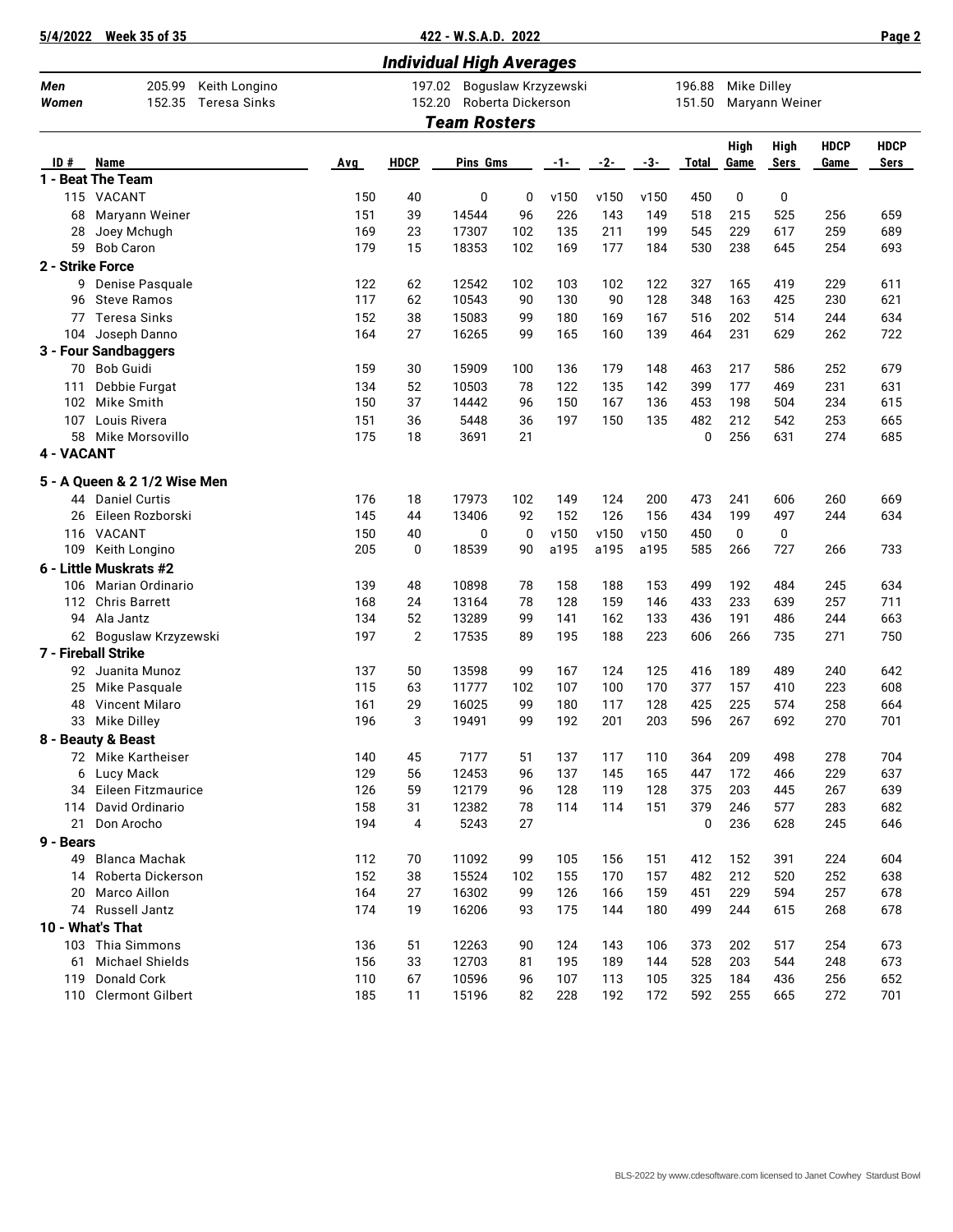## Individual High Averages

| | | | | | | |
|---|---|---|---|---|---|---|
| **Men** | 205.99 | Keith Longino | 197.02 | Boguslaw Krzyzewski | 196.88 | Mike Dilley |
| **Women** | 152.35 | Teresa Sinks | 152.20 | Roberta Dickerson | 151.50 | Maryann Weiner |

## Team Rosters

| ID # | Name | Avg | HDCP | Pins | Gms | -1- | -2- | -3- | Total | High Game | High Sers | HDCP Game | HDCP Sers |
|---|---|---|---|---|---|---|---|---|---|---|---|---|---|
| **1 - Beat The Team** | | | | | | | | | | | | | |
| 115 | VACANT | 150 | 40 | 0 | 0 | v150 | v150 | v150 | 450 | 0 | 0 | | |
| 68 | Maryann Weiner | 151 | 39 | 14544 | 96 | 226 | 143 | 149 | 518 | 215 | 525 | 256 | 659 |
| 28 | Joey Mchugh | 169 | 23 | 17307 | 102 | 135 | 211 | 199 | 545 | 229 | 617 | 259 | 689 |
| 59 | Bob Caron | 179 | 15 | 18353 | 102 | 169 | 177 | 184 | 530 | 238 | 645 | 254 | 693 |
| **2 - Strike Force** | | | | | | | | | | | | | |
| 9 | Denise Pasquale | 122 | 62 | 12542 | 102 | 103 | 102 | 122 | 327 | 165 | 419 | 229 | 611 |
| 96 | Steve Ramos | 117 | 62 | 10543 | 90 | 130 | 90 | 128 | 348 | 163 | 425 | 230 | 621 |
| 77 | Teresa Sinks | 152 | 38 | 15083 | 99 | 180 | 169 | 167 | 516 | 202 | 514 | 244 | 634 |
| 104 | Joseph Danno | 164 | 27 | 16265 | 99 | 165 | 160 | 139 | 464 | 231 | 629 | 262 | 722 |
| **3 - Four Sandbaggers** | | | | | | | | | | | | | |
| 70 | Bob Guidi | 159 | 30 | 15909 | 100 | 136 | 179 | 148 | 463 | 217 | 586 | 252 | 679 |
| 111 | Debbie Furgat | 134 | 52 | 10503 | 78 | 122 | 135 | 142 | 399 | 177 | 469 | 231 | 631 |
| 102 | Mike Smith | 150 | 37 | 14442 | 96 | 150 | 167 | 136 | 453 | 198 | 504 | 234 | 615 |
| 107 | Louis Rivera | 151 | 36 | 5448 | 36 | 197 | 150 | 135 | 482 | 212 | 542 | 253 | 665 |
| 58 | Mike Morsovillo | 175 | 18 | 3691 | 21 | | | | 0 | 256 | 631 | 274 | 685 |
| **4 - VACANT** | | | | | | | | | | | | | |
| **5 - A Queen & 2 1/2 Wise Men** | | | | | | | | | | | | | |
| 44 | Daniel Curtis | 176 | 18 | 17973 | 102 | 149 | 124 | 200 | 473 | 241 | 606 | 260 | 669 |
| 26 | Eileen Rozborski | 145 | 44 | 13406 | 92 | 152 | 126 | 156 | 434 | 199 | 497 | 244 | 634 |
| 116 | VACANT | 150 | 40 | 0 | 0 | v150 | v150 | v150 | 450 | 0 | 0 | | |
| 109 | Keith Longino | 205 | 0 | 18539 | 90 | a195 | a195 | a195 | 585 | 266 | 727 | 266 | 733 |
| **6 - Little Muskrats #2** | | | | | | | | | | | | | |
| 106 | Marian Ordinario | 139 | 48 | 10898 | 78 | 158 | 188 | 153 | 499 | 192 | 484 | 245 | 634 |
| 112 | Chris Barrett | 168 | 24 | 13164 | 78 | 128 | 159 | 146 | 433 | 233 | 639 | 257 | 711 |
| 94 | Ala Jantz | 134 | 52 | 13289 | 99 | 141 | 162 | 133 | 436 | 191 | 486 | 244 | 663 |
| 62 | Boguslaw Krzyzewski | 197 | 2 | 17535 | 89 | 195 | 188 | 223 | 606 | 266 | 735 | 271 | 750 |
| **7 - Fireball Strike** | | | | | | | | | | | | | |
| 92 | Juanita Munoz | 137 | 50 | 13598 | 99 | 167 | 124 | 125 | 416 | 189 | 489 | 240 | 642 |
| 25 | Mike Pasquale | 115 | 63 | 11777 | 102 | 107 | 100 | 170 | 377 | 157 | 410 | 223 | 608 |
| 48 | Vincent Milaro | 161 | 29 | 16025 | 99 | 180 | 117 | 128 | 425 | 225 | 574 | 258 | 664 |
| 33 | Mike Dilley | 196 | 3 | 19491 | 99 | 192 | 201 | 203 | 596 | 267 | 692 | 270 | 701 |
| **8 - Beauty & Beast** | | | | | | | | | | | | | |
| 72 | Mike Kartheiser | 140 | 45 | 7177 | 51 | 137 | 117 | 110 | 364 | 209 | 498 | 278 | 704 |
| 6 | Lucy Mack | 129 | 56 | 12453 | 96 | 137 | 145 | 165 | 447 | 172 | 466 | 229 | 637 |
| 34 | Eileen Fitzmaurice | 126 | 59 | 12179 | 96 | 128 | 119 | 128 | 375 | 203 | 445 | 267 | 639 |
| 114 | David Ordinario | 158 | 31 | 12382 | 78 | 114 | 114 | 151 | 379 | 246 | 577 | 283 | 682 |
| 21 | Don Arocho | 194 | 4 | 5243 | 27 | | | | 0 | 236 | 628 | 245 | 646 |
| **9 - Bears** | | | | | | | | | | | | | |
| 49 | Blanca Machak | 112 | 70 | 11092 | 99 | 105 | 156 | 151 | 412 | 152 | 391 | 224 | 604 |
| 14 | Roberta Dickerson | 152 | 38 | 15524 | 102 | 155 | 170 | 157 | 482 | 212 | 520 | 252 | 638 |
| 20 | Marco Aillon | 164 | 27 | 16302 | 99 | 126 | 166 | 159 | 451 | 229 | 594 | 257 | 678 |
| 74 | Russell Jantz | 174 | 19 | 16206 | 93 | 175 | 144 | 180 | 499 | 244 | 615 | 268 | 678 |
| **10 - What's That** | | | | | | | | | | | | | |
| 103 | Thia Simmons | 136 | 51 | 12263 | 90 | 124 | 143 | 106 | 373 | 202 | 517 | 254 | 673 |
| 61 | Michael Shields | 156 | 33 | 12703 | 81 | 195 | 189 | 144 | 528 | 203 | 544 | 248 | 673 |
| 119 | Donald Cork | 110 | 67 | 10596 | 96 | 107 | 113 | 105 | 325 | 184 | 436 | 256 | 652 |
| 110 | Clermont Gilbert | 185 | 11 | 15196 | 82 | 228 | 192 | 172 | 592 | 255 | 665 | 272 | 701 |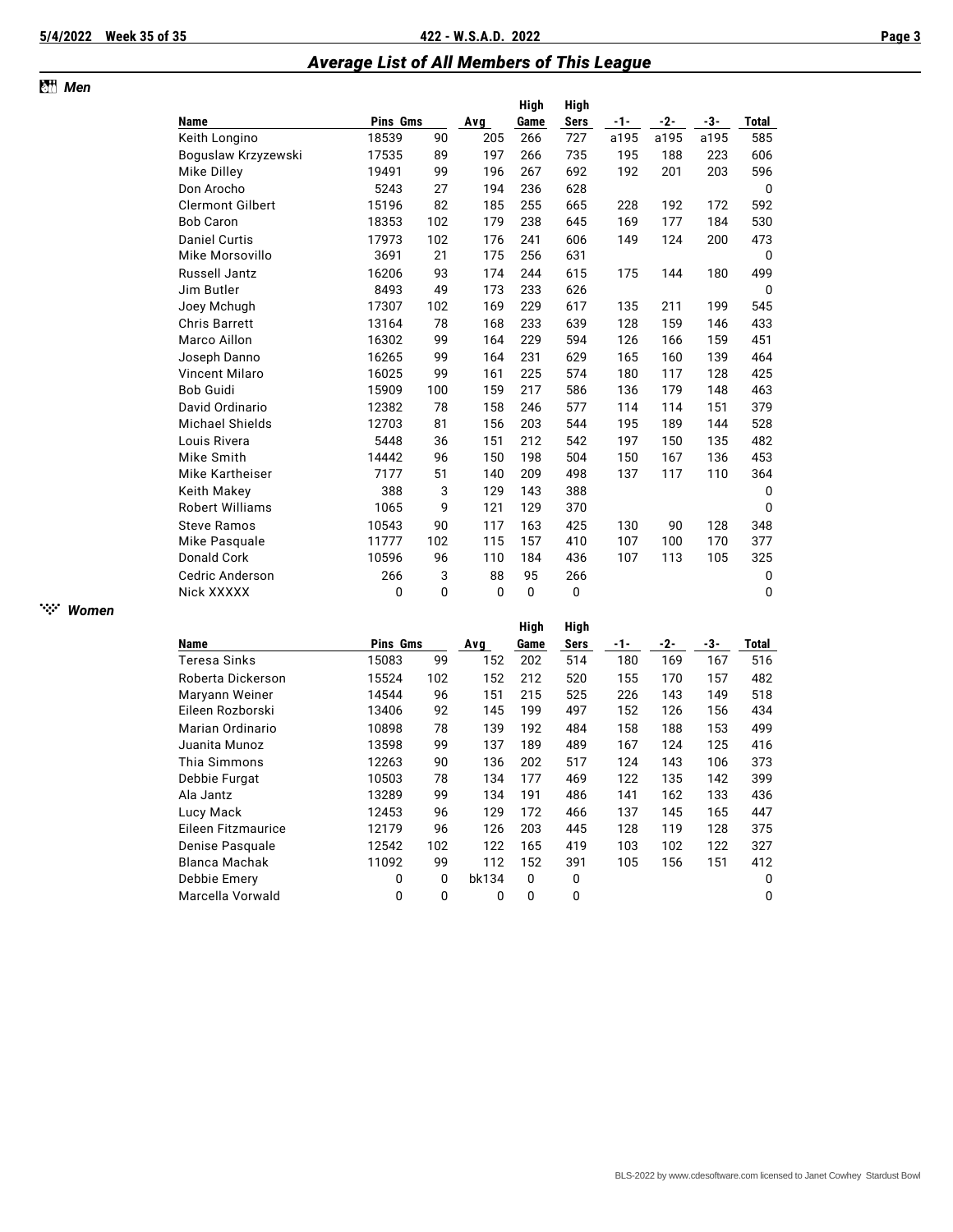## Average List of All Members of This League

### Men

| Name | Pins | Gms | Avg | High Game | High Sers | -1- | -2- | -3- | Total |
|---|---|---|---|---|---|---|---|---|---|
| Keith Longino | 18539 | 90 | 205 | 266 | 727 | a195 | a195 | a195 | 585 |
| Boguslaw Krzyzewski | 17535 | 89 | 197 | 266 | 735 | 195 | 188 | 223 | 606 |
| Mike Dilley | 19491 | 99 | 196 | 267 | 692 | 192 | 201 | 203 | 596 |
| Don Arocho | 5243 | 27 | 194 | 236 | 628 | | | | 0 |
| Clermont Gilbert | 15196 | 82 | 185 | 255 | 665 | 228 | 192 | 172 | 592 |
| Bob Caron | 18353 | 102 | 179 | 238 | 645 | 169 | 177 | 184 | 530 |
| Daniel Curtis | 17973 | 102 | 176 | 241 | 606 | 149 | 124 | 200 | 473 |
| Mike Morsovillo | 3691 | 21 | 175 | 256 | 631 | | | | 0 |
| Russell Jantz | 16206 | 93 | 174 | 244 | 615 | 175 | 144 | 180 | 499 |
| Jim Butler | 8493 | 49 | 173 | 233 | 626 | | | | 0 |
| Joey Mchugh | 17307 | 102 | 169 | 229 | 617 | 135 | 211 | 199 | 545 |
| Chris Barrett | 13164 | 78 | 168 | 233 | 639 | 128 | 159 | 146 | 433 |
| Marco Aillon | 16302 | 99 | 164 | 229 | 594 | 126 | 166 | 159 | 451 |
| Joseph Danno | 16265 | 99 | 164 | 231 | 629 | 165 | 160 | 139 | 464 |
| Vincent Milaro | 16025 | 99 | 161 | 225 | 574 | 180 | 117 | 128 | 425 |
| Bob Guidi | 15909 | 100 | 159 | 217 | 586 | 136 | 179 | 148 | 463 |
| David Ordinario | 12382 | 78 | 158 | 246 | 577 | 114 | 114 | 151 | 379 |
| Michael Shields | 12703 | 81 | 156 | 203 | 544 | 195 | 189 | 144 | 528 |
| Louis Rivera | 5448 | 36 | 151 | 212 | 542 | 197 | 150 | 135 | 482 |
| Mike Smith | 14442 | 96 | 150 | 198 | 504 | 150 | 167 | 136 | 453 |
| Mike Kartheiser | 7177 | 51 | 140 | 209 | 498 | 137 | 117 | 110 | 364 |
| Keith Makey | 388 | 3 | 129 | 143 | 388 | | | | 0 |
| Robert Williams | 1065 | 9 | 121 | 129 | 370 | | | | 0 |
| Steve Ramos | 10543 | 90 | 117 | 163 | 425 | 130 | 90 | 128 | 348 |
| Mike Pasquale | 11777 | 102 | 115 | 157 | 410 | 107 | 100 | 170 | 377 |
| Donald Cork | 10596 | 96 | 110 | 184 | 436 | 107 | 113 | 105 | 325 |
| Cedric Anderson | 266 | 3 | 88 | 95 | 266 | | | | 0 |
| Nick XXXXX | 0 | 0 | 0 | 0 | 0 | | | | 0 |

### Women

| Name | Pins | Gms | Avg | High Game | High Sers | -1- | -2- | -3- | Total |
|---|---|---|---|---|---|---|---|---|---|
| Teresa Sinks | 15083 | 99 | 152 | 202 | 514 | 180 | 169 | 167 | 516 |
| Roberta Dickerson | 15524 | 102 | 152 | 212 | 520 | 155 | 170 | 157 | 482 |
| Maryann Weiner | 14544 | 96 | 151 | 215 | 525 | 226 | 143 | 149 | 518 |
| Eileen Rozborski | 13406 | 92 | 145 | 199 | 497 | 152 | 126 | 156 | 434 |
| Marian Ordinario | 10898 | 78 | 139 | 192 | 484 | 158 | 188 | 153 | 499 |
| Juanita Munoz | 13598 | 99 | 137 | 189 | 489 | 167 | 124 | 125 | 416 |
| Thia Simmons | 12263 | 90 | 136 | 202 | 517 | 124 | 143 | 106 | 373 |
| Debbie Furgat | 10503 | 78 | 134 | 177 | 469 | 122 | 135 | 142 | 399 |
| Ala Jantz | 13289 | 99 | 134 | 191 | 486 | 141 | 162 | 133 | 436 |
| Lucy Mack | 12453 | 96 | 129 | 172 | 466 | 137 | 145 | 165 | 447 |
| Eileen Fitzmaurice | 12179 | 96 | 126 | 203 | 445 | 128 | 119 | 128 | 375 |
| Denise Pasquale | 12542 | 102 | 122 | 165 | 419 | 103 | 102 | 122 | 327 |
| Blanca Machak | 11092 | 99 | 112 | 152 | 391 | 105 | 156 | 151 | 412 |
| Debbie Emery | 0 | 0 | bk134 | 0 | 0 | | | | 0 |
| Marcella Vorwald | 0 | 0 | 0 | 0 | 0 | | | | 0 |